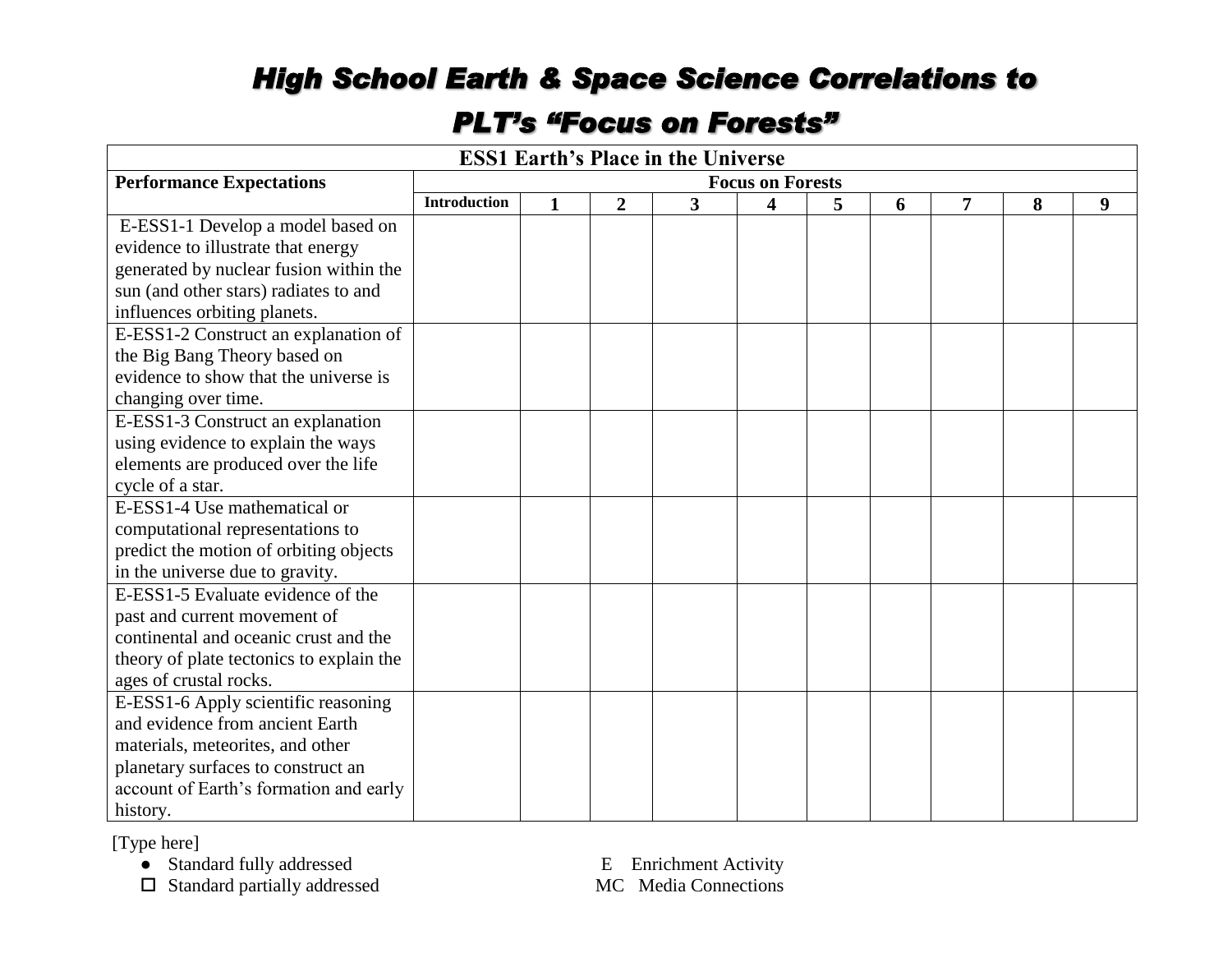# High School Earth & Space Science Correlations to PLT's "Focus on Forests"

| ESS1 Earth's Place in the Universe | | | | | | | | | | |
|---|---|---|---|---|---|---|---|---|---|---|
| **Performance Expectations** | **Focus on Forests** | | | | | | | | | |
| | **Introduction** | **1** | **2** | **3** | **4** | **5** | **6** | **7** | **8** | **9** |
| E-ESS1-1 Develop a model based on evidence to illustrate that energy generated by nuclear fusion within the sun (and other stars) radiates to and influences orbiting planets. | | | | | | | | | | |
| E-ESS1-2 Construct an explanation of the Big Bang Theory based on evidence to show that the universe is changing over time. | | | | | | | | | | |
| E-ESS1-3 Construct an explanation using evidence to explain the ways elements are produced over the life cycle of a star. | | | | | | | | | | |
| E-ESS1-4 Use mathematical or computational representations to predict the motion of orbiting objects in the universe due to gravity. | | | | | | | | | | |
| E-ESS1-5 Evaluate evidence of the past and current movement of continental and oceanic crust and the theory of plate tectonics to explain the ages of crustal rocks. | | | | | | | | | | |
| E-ESS1-6 Apply scientific reasoning and evidence from ancient Earth materials, meteorites, and other planetary surfaces to construct an account of Earth's formation and early history. | | | | | | | | | | |

[Type here]

- ● Standard fully addressed
- ☐ Standard partially addressed

E Enrichment Activity

MC Media Connections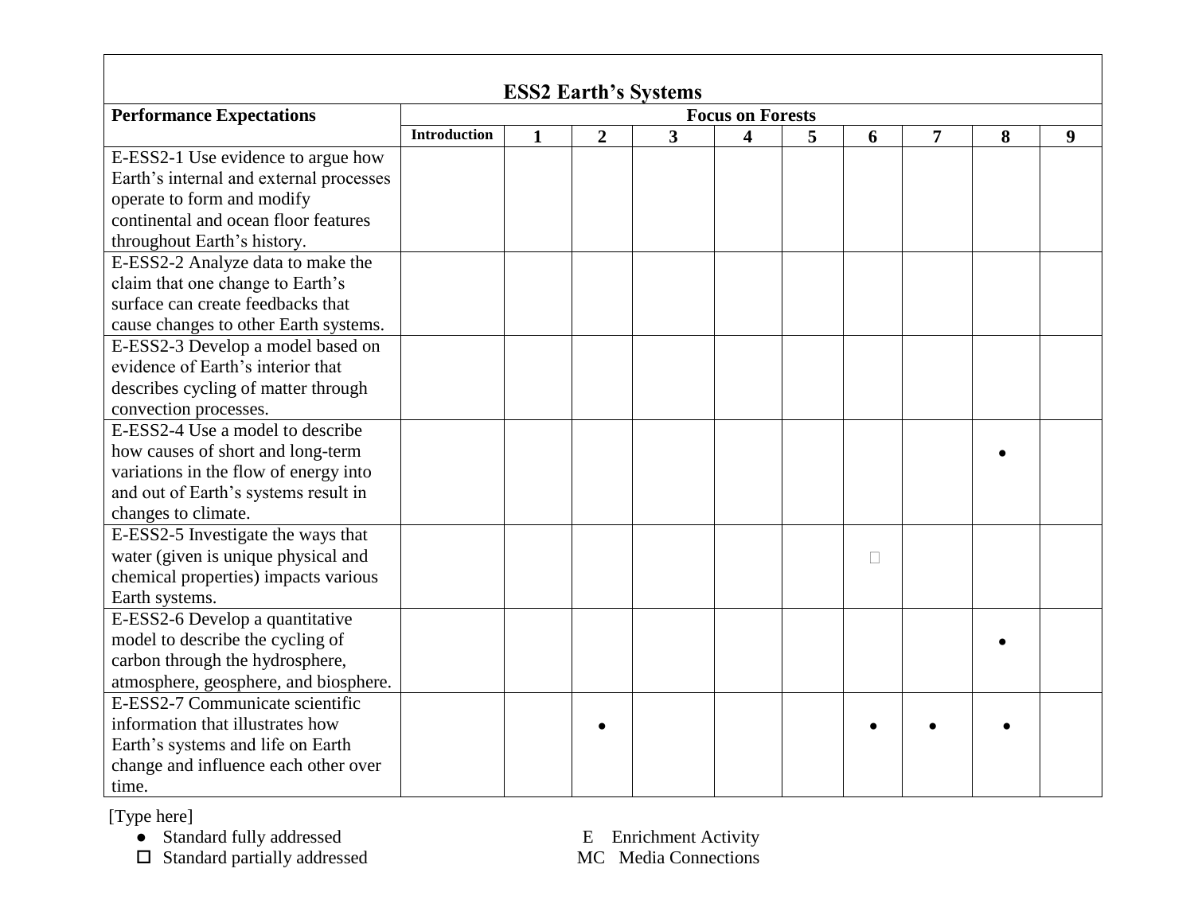## ESS2 Earth's Systems

| Performance Expectations | Focus on Forests | | | | | | | | | |
|---|---|---|---|---|---|---|---|---|---|---|
| | Introduction | 1 | 2 | 3 | 4 | 5 | 6 | 7 | 8 | 9 |
| E-ESS2-1 Use evidence to argue how Earth's internal and external processes operate to form and modify continental and ocean floor features throughout Earth's history. | | | | | | | | | | |
| E-ESS2-2 Analyze data to make the claim that one change to Earth's surface can create feedbacks that cause changes to other Earth systems. | | | | | | | | | | |
| E-ESS2-3 Develop a model based on evidence of Earth's interior that describes cycling of matter through convection processes. | | | | | | | | | | |
| E-ESS2-4 Use a model to describe how causes of short and long-term variations in the flow of energy into and out of Earth's systems result in changes to climate. | | | | | | | | | • | |
| E-ESS2-5 Investigate the ways that water (given is unique physical and chemical properties) impacts various Earth systems. | | | | | | | □ | | | |
| E-ESS2-6 Develop a quantitative model to describe the cycling of carbon through the hydrosphere, atmosphere, geosphere, and biosphere. | | | | | | | | | • | |
| E-ESS2-7 Communicate scientific information that illustrates how Earth's systems and life on Earth change and influence each other over time. | | | • | | | | • | • | • | |

[Type here]

- ● Standard fully addressed
- □ Standard partially addressed

E Enrichment Activity

MC Media Connections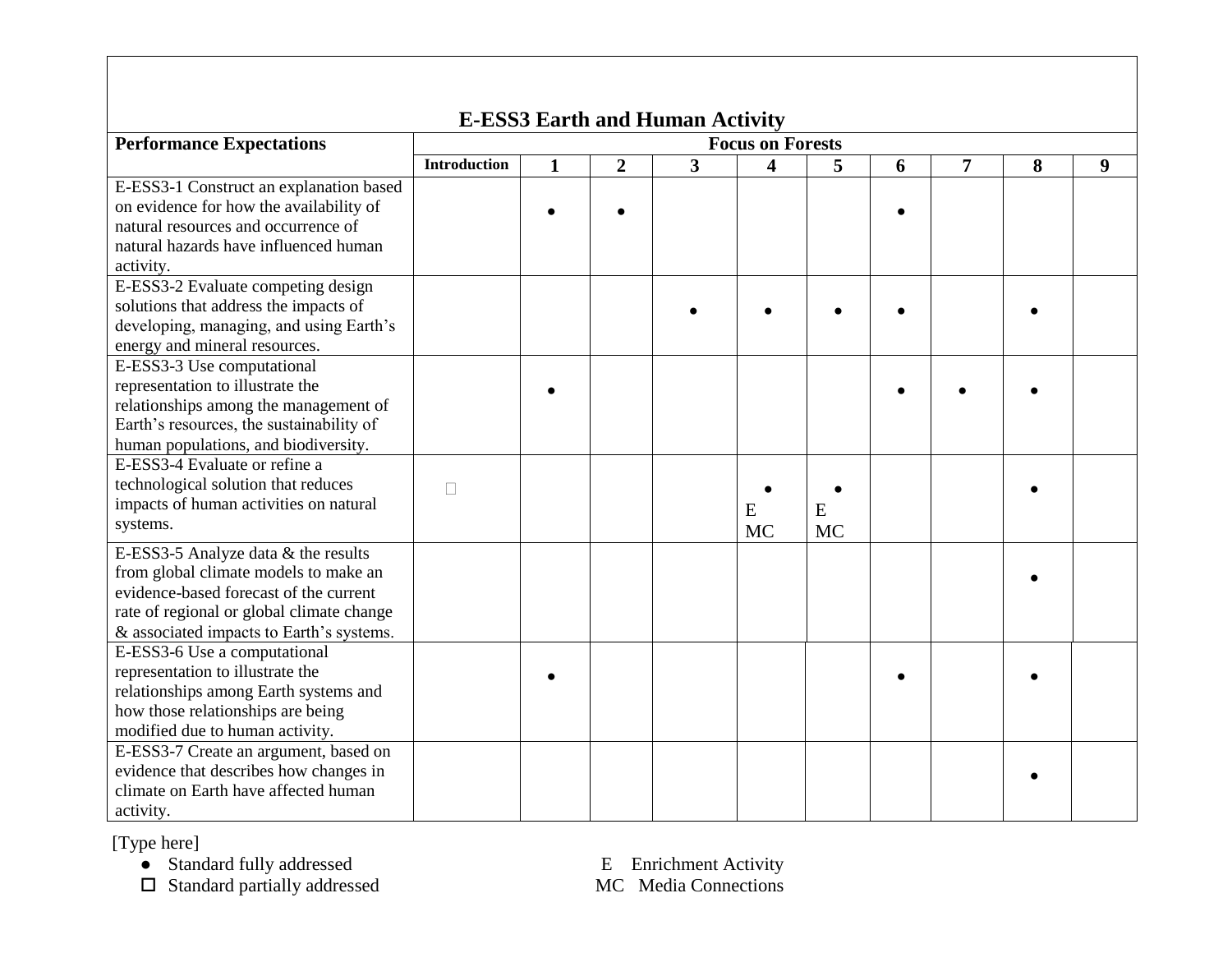## E-ESS3 Earth and Human Activity

| Performance Expectations | Focus on Forests | | | | | | | | | |
|---|---|---|---|---|---|---|---|---|---|---|
| | Introduction | 1 | 2 | 3 | 4 | 5 | 6 | 7 | 8 | 9 |
| E-ESS3-1 Construct an explanation based on evidence for how the availability of natural resources and occurrence of natural hazards have influenced human activity. | | ● | ● | | | | ● | | | |
| E-ESS3-2 Evaluate competing design solutions that address the impacts of developing, managing, and using Earth's energy and mineral resources. | | | | ● | ● | ● | ● | | ● | |
| E-ESS3-3 Use computational representation to illustrate the relationships among the management of Earth's resources, the sustainability of human populations, and biodiversity. | | ● | | | | | ● | ● | ● | |
| E-ESS3-4 Evaluate or refine a technological solution that reduces impacts of human activities on natural systems. | □ | | | | ● E MC | ● E MC | | | ● | |
| E-ESS3-5 Analyze data & the results from global climate models to make an evidence-based forecast of the current rate of regional or global climate change & associated impacts to Earth's systems. | | | | | | | | | ● | |
| E-ESS3-6 Use a computational representation to illustrate the relationships among Earth systems and how those relationships are being modified due to human activity. | | ● | | | | | ● | | ● | |
| E-ESS3-7 Create an argument, based on evidence that describes how changes in climate on Earth have affected human activity. | | | | | | | | | ● | |

[Type here]

- ● Standard fully addressed
- □ Standard partially addressed

E Enrichment Activity
MC Media Connections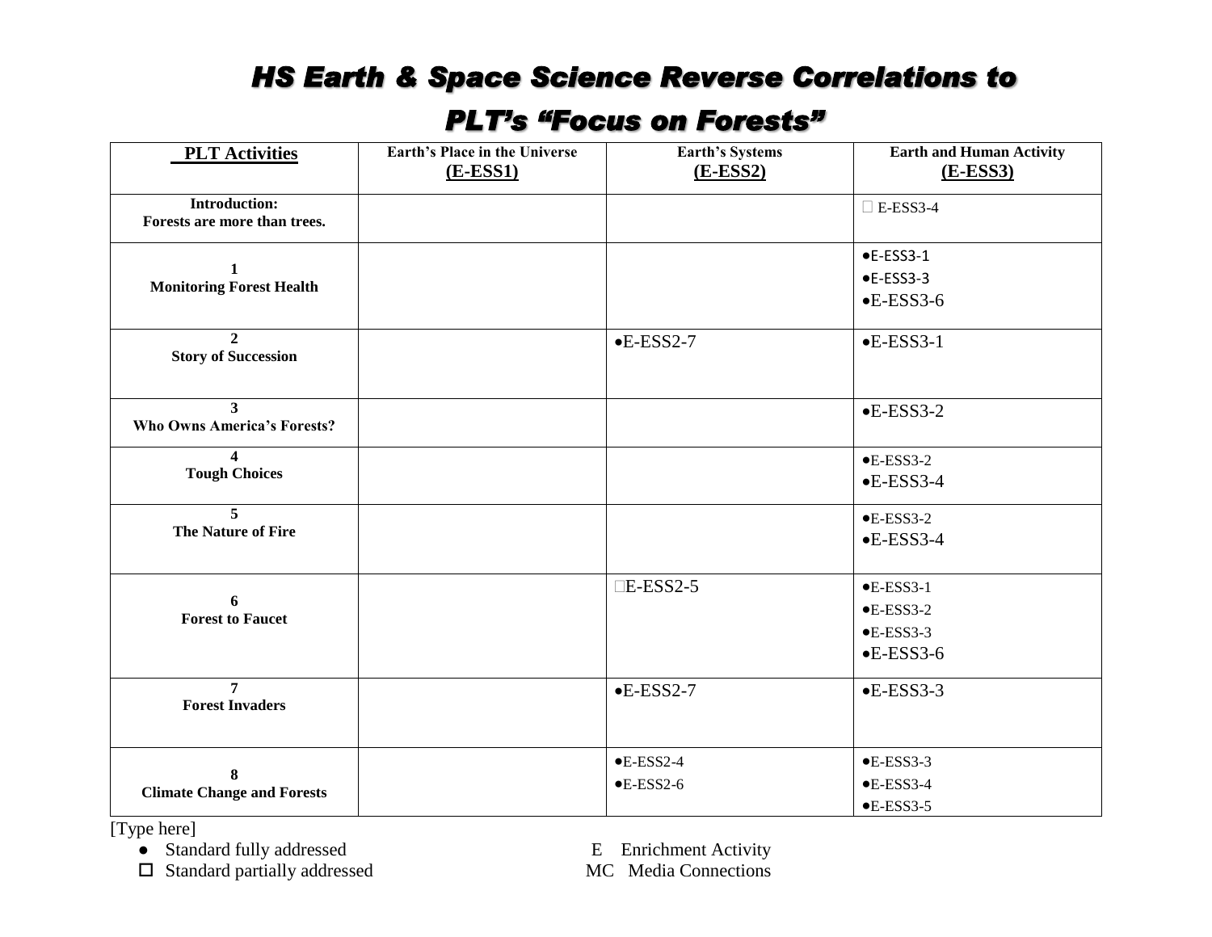# HS Earth & Space Science Reverse Correlations to PLT's "Focus on Forests"

| PLT Activities | Earth's Place in the Universe (E-ESS1) | Earth's Systems (E-ESS2) | Earth and Human Activity (E-ESS3) |
|---|---|---|---|
| Introduction: Forests are more than trees. | | | □ E-ESS3-4 |
| 1 Monitoring Forest Health | | | •E-ESS3-1 •E-ESS3-3 •E-ESS3-6 |
| 2 Story of Succession | | •E-ESS2-7 | •E-ESS3-1 |
| 3 Who Owns America's Forests? | | | •E-ESS3-2 |
| 4 Tough Choices | | | •E-ESS3-2 •E-ESS3-4 |
| 5 The Nature of Fire | | | •E-ESS3-2 •E-ESS3-4 |
| 6 Forest to Faucet | | □E-ESS2-5 | •E-ESS3-1 •E-ESS3-2 •E-ESS3-3 •E-ESS3-6 |
| 7 Forest Invaders | | •E-ESS2-7 | •E-ESS3-3 |
| 8 Climate Change and Forests | | •E-ESS2-4 •E-ESS2-6 | •E-ESS3-3 •E-ESS3-4 •E-ESS3-5 |

[Type here]

- ● Standard fully addressed
- □ Standard partially addressed

E Enrichment Activity
MC Media Connections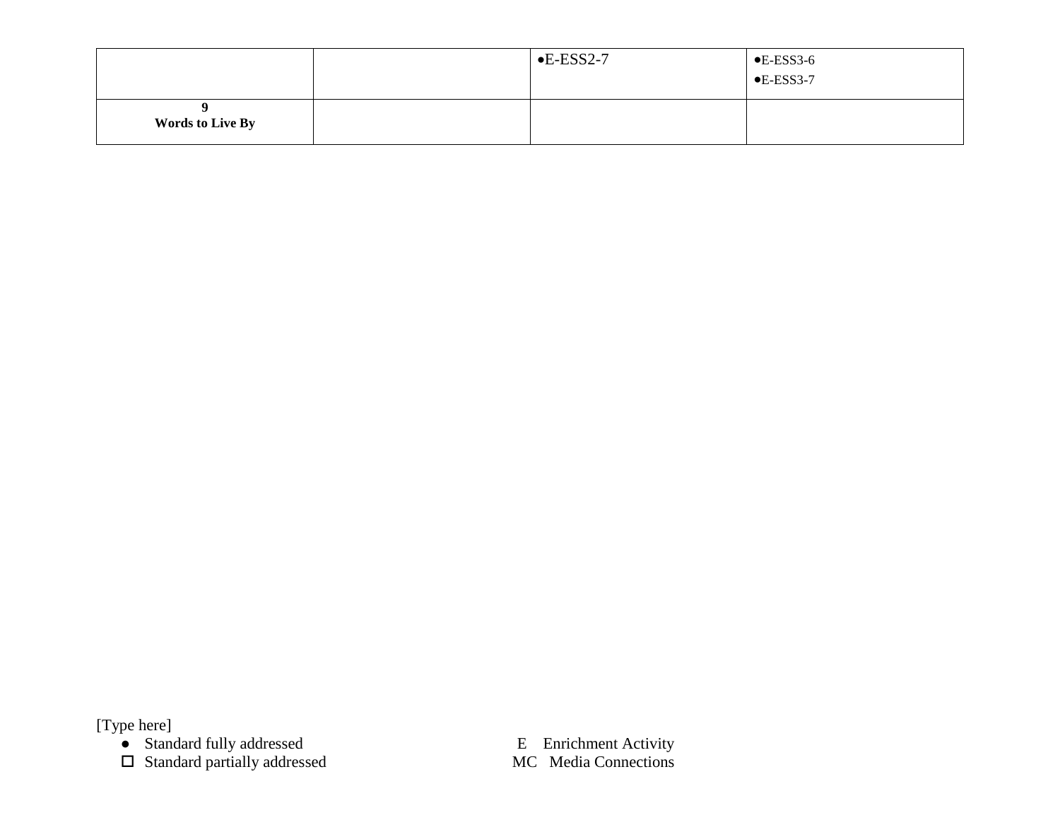| | | | |
|---|---|---|---|
| | | •E-ESS2-7 | •E-ESS3-6<br>•E-ESS3-7 |
| **9**<br>**Words to Live By** | | | |

[Type here]

● Standard fully addressed

☐ Standard partially addressed

E Enrichment Activity

MC Media Connections